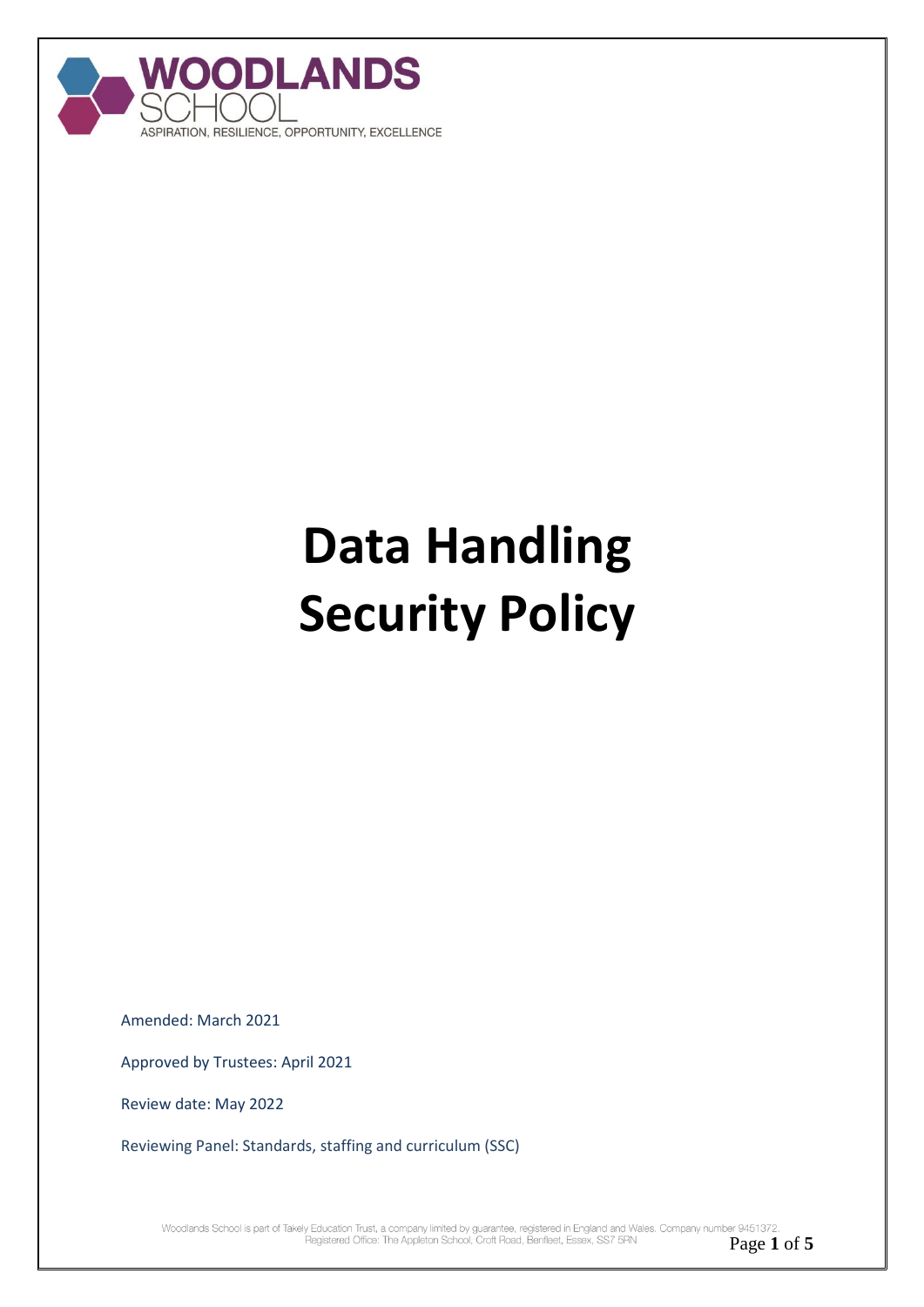WOODLANDS SCHOOL

ASPIRATION, RESILIENCE, OPPORTUNITY, EXCELLENCE

# Data Handling Security Policy

Amended: March 2021

Approved by Trustees: April 2021

Review date: May 2022

Reviewing Panel: Standards, staffing and curriculum (SSC)

Woodlands School is part of Takely Education Trust, a company limited by guarantee, registered in England and Wales. Company number 9451372. Registered Office: The Appleton School, Croft Road, Benfleet, Essex, SS7 5RN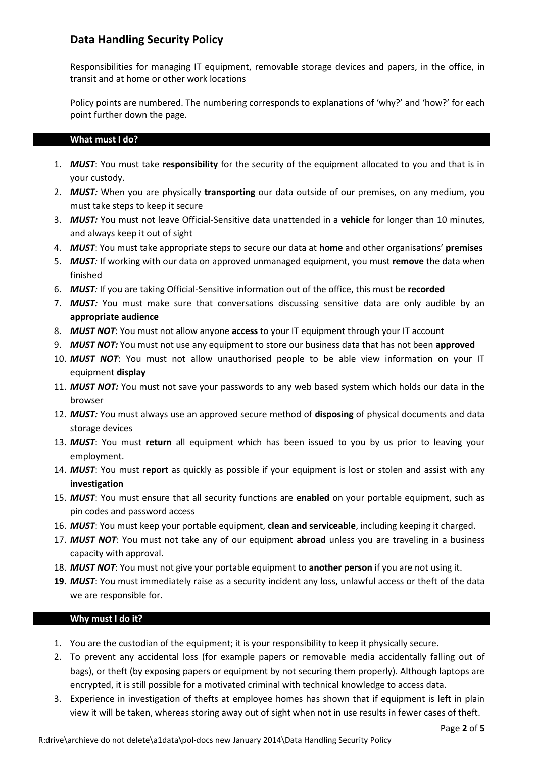## Data Handling Security Policy

Responsibilities for managing IT equipment, removable storage devices and papers, in the office, in transit and at home or other work locations

Policy points are numbered. The numbering corresponds to explanations of 'why?' and 'how?' for each point further down the page.

### What must I do?

1. ***MUST***: You must take **responsibility** for the security of the equipment allocated to you and that is in your custody.
2. ***MUST:*** When you are physically **transporting** our data outside of our premises, on any medium, you must take steps to keep it secure
3. ***MUST:*** You must not leave Official-Sensitive data unattended in a **vehicle** for longer than 10 minutes, and always keep it out of sight
4. ***MUST***: You must take appropriate steps to secure our data at **home** and other organisations' **premises**
5. ***MUST****:* If working with our data on approved unmanaged equipment, you must **remove** the data when finished
6. ***MUST****:* If you are taking Official-Sensitive information out of the office, this must be **recorded**
7. ***MUST:*** You must make sure that conversations discussing sensitive data are only audible by an **appropriate audience**
8. ***MUST NOT***: You must not allow anyone **access** to your IT equipment through your IT account
9. ***MUST NOT:*** You must not use any equipment to store our business data that has not been **approved**
10. ***MUST NOT***: You must not allow unauthorised people to be able view information on your IT equipment **display**
11. ***MUST NOT:*** You must not save your passwords to any web based system which holds our data in the browser
12. ***MUST:*** You must always use an approved secure method of **disposing** of physical documents and data storage devices
13. ***MUST***: You must **return** all equipment which has been issued to you by us prior to leaving your employment.
14. ***MUST***: You must **report** as quickly as possible if your equipment is lost or stolen and assist with any **investigation**
15. ***MUST***: You must ensure that all security functions are **enabled** on your portable equipment, such as pin codes and password access
16. ***MUST***: You must keep your portable equipment, **clean and serviceable**, including keeping it charged.
17. ***MUST NOT***: You must not take any of our equipment **abroad** unless you are traveling in a business capacity with approval.
18. ***MUST NOT***: You must not give your portable equipment to **another person** if you are not using it.
19. ***MUST***: You must immediately raise as a security incident any loss, unlawful access or theft of the data we are responsible for.

### Why must I do it?

1. You are the custodian of the equipment; it is your responsibility to keep it physically secure.
2. To prevent any accidental loss (for example papers or removable media accidentally falling out of bags), or theft (by exposing papers or equipment by not securing them properly). Although laptops are encrypted, it is still possible for a motivated criminal with technical knowledge to access data.
3. Experience in investigation of thefts at employee homes has shown that if equipment is left in plain view it will be taken, whereas storing away out of sight when not in use results in fewer cases of theft.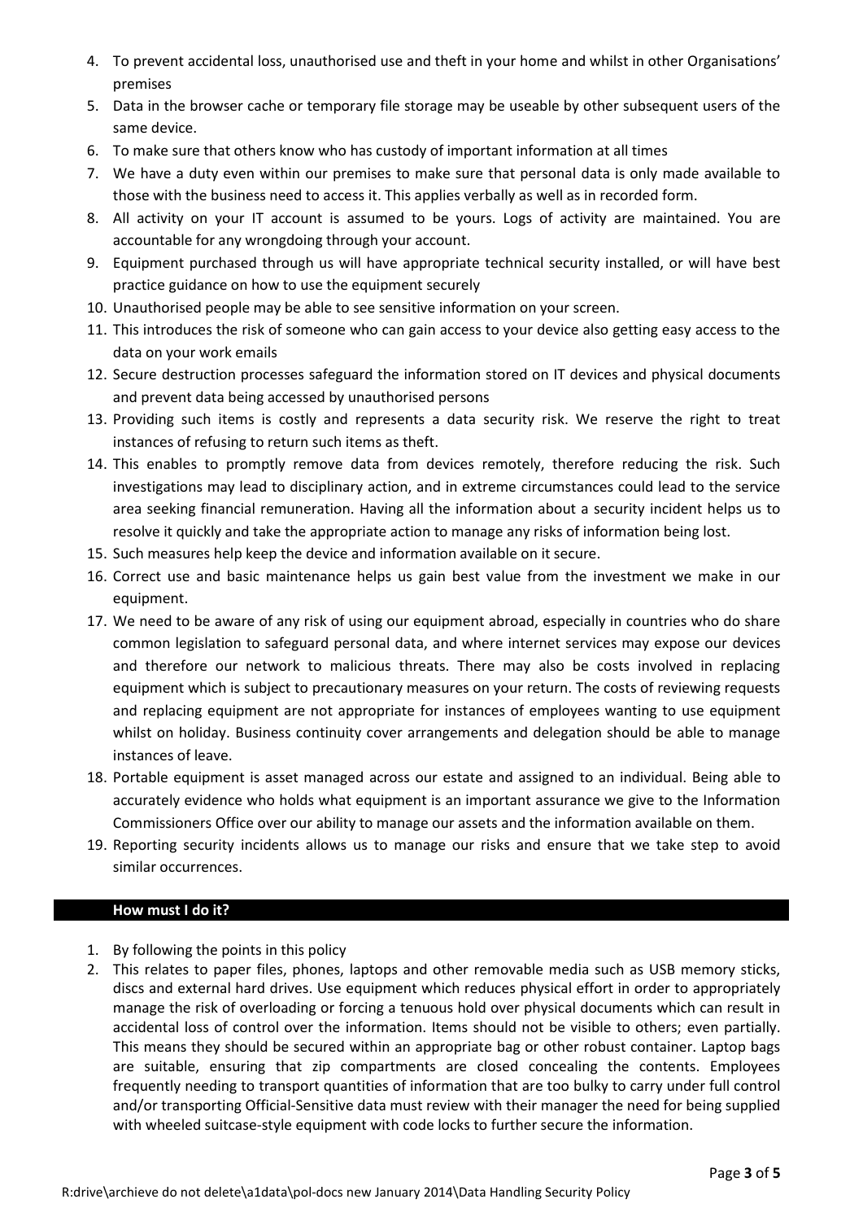4. To prevent accidental loss, unauthorised use and theft in your home and whilst in other Organisations' premises
5. Data in the browser cache or temporary file storage may be useable by other subsequent users of the same device.
6. To make sure that others know who has custody of important information at all times
7. We have a duty even within our premises to make sure that personal data is only made available to those with the business need to access it. This applies verbally as well as in recorded form.
8. All activity on your IT account is assumed to be yours. Logs of activity are maintained. You are accountable for any wrongdoing through your account.
9. Equipment purchased through us will have appropriate technical security installed, or will have best practice guidance on how to use the equipment securely
10. Unauthorised people may be able to see sensitive information on your screen.
11. This introduces the risk of someone who can gain access to your device also getting easy access to the data on your work emails
12. Secure destruction processes safeguard the information stored on IT devices and physical documents and prevent data being accessed by unauthorised persons
13. Providing such items is costly and represents a data security risk. We reserve the right to treat instances of refusing to return such items as theft.
14. This enables to promptly remove data from devices remotely, therefore reducing the risk. Such investigations may lead to disciplinary action, and in extreme circumstances could lead to the service area seeking financial remuneration. Having all the information about a security incident helps us to resolve it quickly and take the appropriate action to manage any risks of information being lost.
15. Such measures help keep the device and information available on it secure.
16. Correct use and basic maintenance helps us gain best value from the investment we make in our equipment.
17. We need to be aware of any risk of using our equipment abroad, especially in countries who do share common legislation to safeguard personal data, and where internet services may expose our devices and therefore our network to malicious threats. There may also be costs involved in replacing equipment which is subject to precautionary measures on your return. The costs of reviewing requests and replacing equipment are not appropriate for instances of employees wanting to use equipment whilst on holiday. Business continuity cover arrangements and delegation should be able to manage instances of leave.
18. Portable equipment is asset managed across our estate and assigned to an individual. Being able to accurately evidence who holds what equipment is an important assurance we give to the Information Commissioners Office over our ability to manage our assets and the information available on them.
19. Reporting security incidents allows us to manage our risks and ensure that we take step to avoid similar occurrences.

## How must I do it?

1. By following the points in this policy
2. This relates to paper files, phones, laptops and other removable media such as USB memory sticks, discs and external hard drives. Use equipment which reduces physical effort in order to appropriately manage the risk of overloading or forcing a tenuous hold over physical documents which can result in accidental loss of control over the information. Items should not be visible to others; even partially. This means they should be secured within an appropriate bag or other robust container. Laptop bags are suitable, ensuring that zip compartments are closed concealing the contents. Employees frequently needing to transport quantities of information that are too bulky to carry under full control and/or transporting Official-Sensitive data must review with their manager the need for being supplied with wheeled suitcase-style equipment with code locks to further secure the information.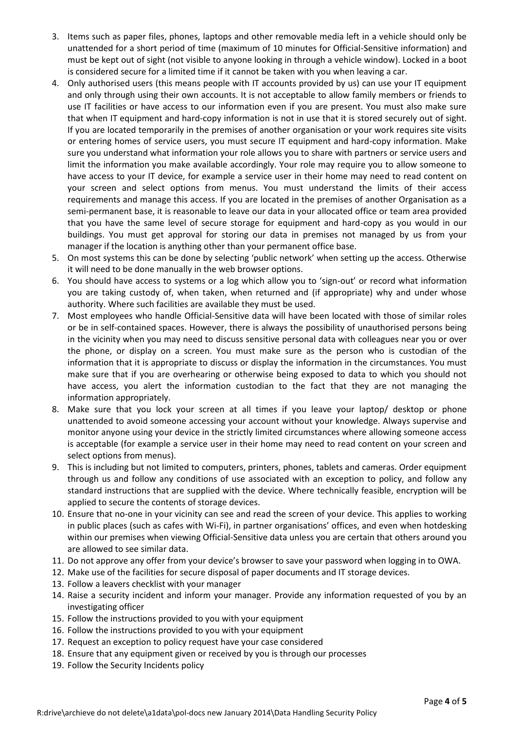3. Items such as paper files, phones, laptops and other removable media left in a vehicle should only be unattended for a short period of time (maximum of 10 minutes for Official-Sensitive information) and must be kept out of sight (not visible to anyone looking in through a vehicle window). Locked in a boot is considered secure for a limited time if it cannot be taken with you when leaving a car.
4. Only authorised users (this means people with IT accounts provided by us) can use your IT equipment and only through using their own accounts. It is not acceptable to allow family members or friends to use IT facilities or have access to our information even if you are present. You must also make sure that when IT equipment and hard-copy information is not in use that it is stored securely out of sight. If you are located temporarily in the premises of another organisation or your work requires site visits or entering homes of service users, you must secure IT equipment and hard-copy information. Make sure you understand what information your role allows you to share with partners or service users and limit the information you make available accordingly. Your role may require you to allow someone to have access to your IT device, for example a service user in their home may need to read content on your screen and select options from menus. You must understand the limits of their access requirements and manage this access. If you are located in the premises of another Organisation as a semi-permanent base, it is reasonable to leave our data in your allocated office or team area provided that you have the same level of secure storage for equipment and hard-copy as you would in our buildings. You must get approval for storing our data in premises not managed by us from your manager if the location is anything other than your permanent office base.
5. On most systems this can be done by selecting 'public network' when setting up the access. Otherwise it will need to be done manually in the web browser options.
6. You should have access to systems or a log which allow you to 'sign-out' or record what information you are taking custody of, when taken, when returned and (if appropriate) why and under whose authority. Where such facilities are available they must be used.
7. Most employees who handle Official-Sensitive data will have been located with those of similar roles or be in self-contained spaces. However, there is always the possibility of unauthorised persons being in the vicinity when you may need to discuss sensitive personal data with colleagues near you or over the phone, or display on a screen. You must make sure as the person who is custodian of the information that it is appropriate to discuss or display the information in the circumstances. You must make sure that if you are overhearing or otherwise being exposed to data to which you should not have access, you alert the information custodian to the fact that they are not managing the information appropriately.
8. Make sure that you lock your screen at all times if you leave your laptop/ desktop or phone unattended to avoid someone accessing your account without your knowledge. Always supervise and monitor anyone using your device in the strictly limited circumstances where allowing someone access is acceptable (for example a service user in their home may need to read content on your screen and select options from menus).
9. This is including but not limited to computers, printers, phones, tablets and cameras. Order equipment through us and follow any conditions of use associated with an exception to policy, and follow any standard instructions that are supplied with the device. Where technically feasible, encryption will be applied to secure the contents of storage devices.
10. Ensure that no-one in your vicinity can see and read the screen of your device. This applies to working in public places (such as cafes with Wi-Fi), in partner organisations' offices, and even when hotdesking within our premises when viewing Official-Sensitive data unless you are certain that others around you are allowed to see similar data.
11. Do not approve any offer from your device's browser to save your password when logging in to OWA.
12. Make use of the facilities for secure disposal of paper documents and IT storage devices.
13. Follow a leavers checklist with your manager
14. Raise a security incident and inform your manager. Provide any information requested of you by an investigating officer
15. Follow the instructions provided to you with your equipment
16. Follow the instructions provided to you with your equipment
17. Request an exception to policy request have your case considered
18. Ensure that any equipment given or received by you is through our processes
19. Follow the Security Incidents policy

R:drive\archieve do not delete\a1data\pol-docs new January 2014\Data Handling Security Policy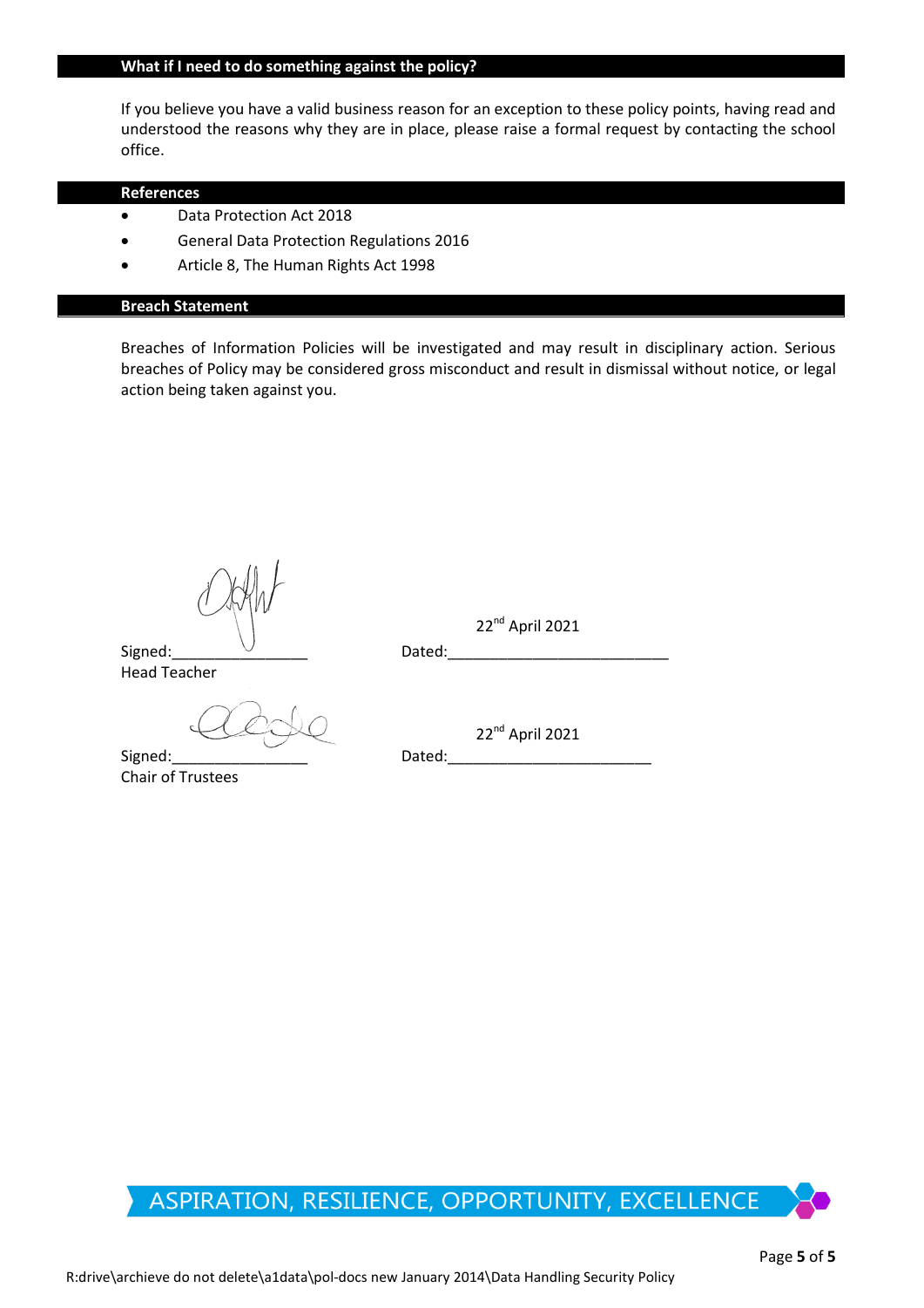## What if I need to do something against the policy?

If you believe you have a valid business reason for an exception to these policy points, having read and understood the reasons why they are in place, please raise a formal request by contacting the school office.

## References

- Data Protection Act 2018
- General Data Protection Regulations 2016
- Article 8, The Human Rights Act 1998

## Breach Statement

Breaches of Information Policies will be investigated and may result in disciplinary action. Serious breaches of Policy may be considered gross misconduct and result in dismissal without notice, or legal action being taken against you.

Signed:________________ Dated: 22nd April 2021
Head Teacher

Signed:________________ Dated: 22nd April 2021
Chair of Trustees

ASPIRATION, RESILIENCE, OPPORTUNITY, EXCELLENCE

R:drive\archieve do not delete\a1data\pol-docs new January 2014\Data Handling Security Policy